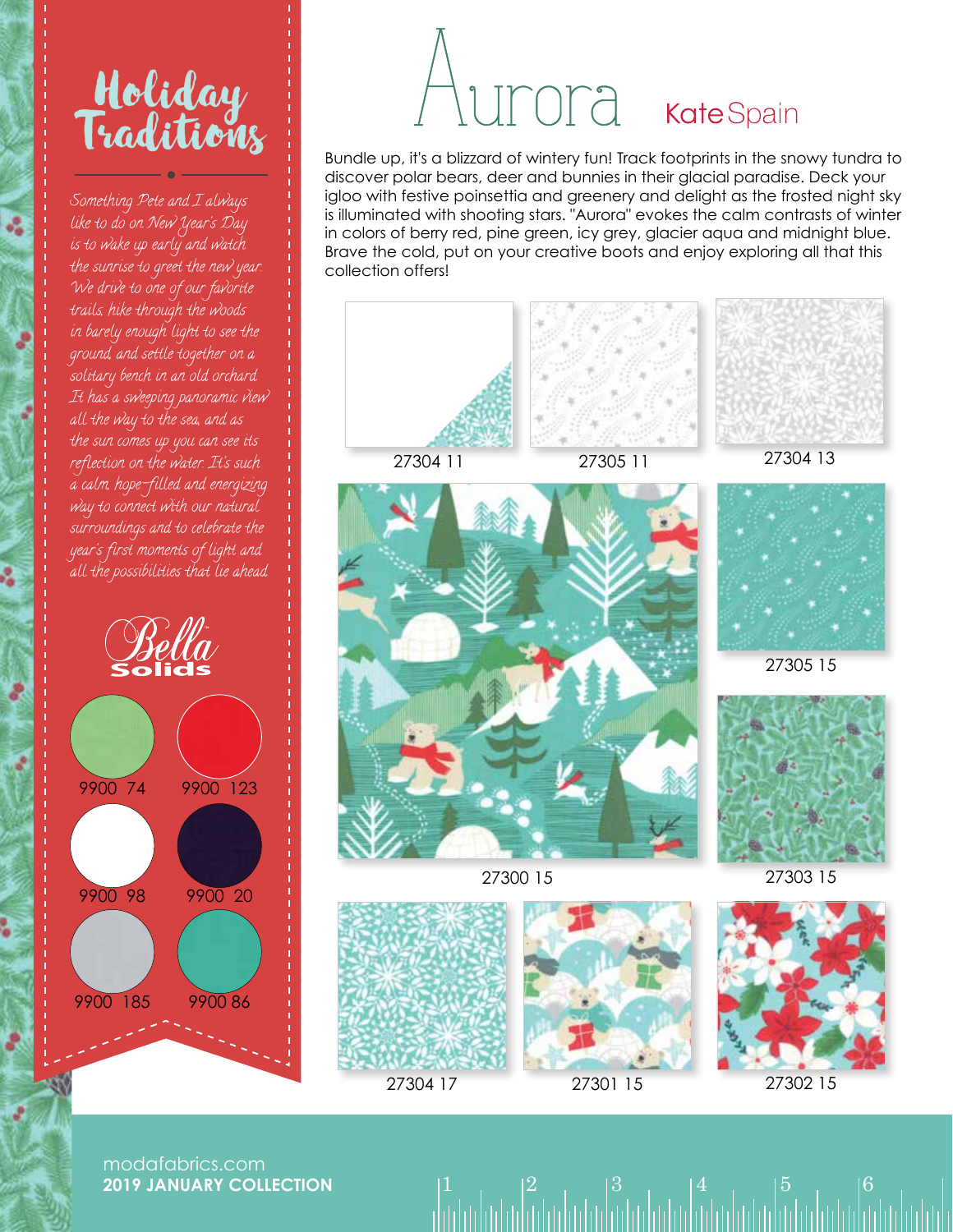# Holiday Traditions

*Something Pete and I always like to do on New Year's Day is to wake up early and watch the sunrise to greet the new year. We drive to one of our favorite trails, hike through the woods in barely enough light to see the ground and settle together on a solitary bench in an old orchard. It has a sweeping panoramic view all the way to the sea, and as the sun comes up you can see its reflection on the water. It's such a calm, hope-filled and energizing way to connect with our natural surroundings and to celebrate the year's first moments of light and all the possibilities that lie ahead.*

## Bella Solids

- 9900 74
- 9900 123
- 9900 98
- 9900 20
- 9900 185
- 9900 86

# Aurora

Kate Spain

Bundle up, it's a blizzard of wintery fun! Track footprints in the snowy tundra to discover polar bears, deer and bunnies in their glacial paradise. Deck your igloo with festive poinsettia and greenery and delight as the frosted night sky is illuminated with shooting stars. "Aurora" evokes the calm contrasts of winter in colors of berry red, pine green, icy grey, glacier aqua and midnight blue. Brave the cold, put on your creative boots and enjoy exploring all that this collection offers!

27304 11

27305 11

27304 13

27300 15

27305 15

27303 15

27304 17

27301 15

27302 15

modafabrics.com
**2019 JANUARY COLLECTION**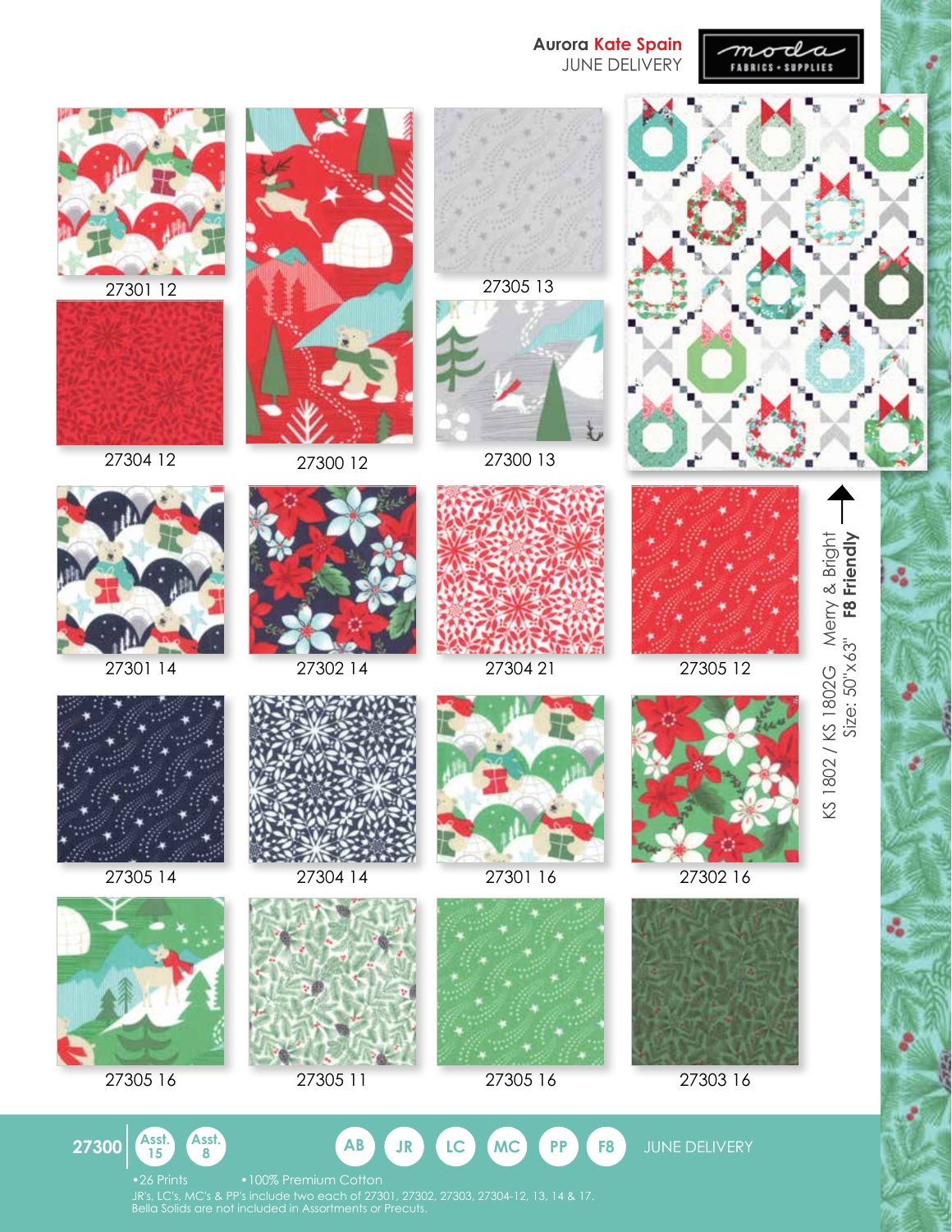**Aurora** Kate Spain
JUNE DELIVERY

moda FABRICS + SUPPLIES

27301 12

27304 12

27300 12

27305 13

27300 13

KS 1802 / KS 1802G Merry & Bright
Size: 50"x63" **F8 Friendly**

27301 14

27302 14

27304 21

27305 12

27305 14

27304 14

27301 16

27302 16

27305 16

27305 11

27305 16

27303 16

**27300** Asst. 15 Asst. 8 AB JR LC MC PP F8 JUNE DELIVERY

•26 Prints •100% Premium Cotton
JR's, LC's, MC's & PP's include two each of 27301, 27302, 27303, 27304-12, 13, 14 & 17.
Bella Solids are not included in Assortments or Precuts.